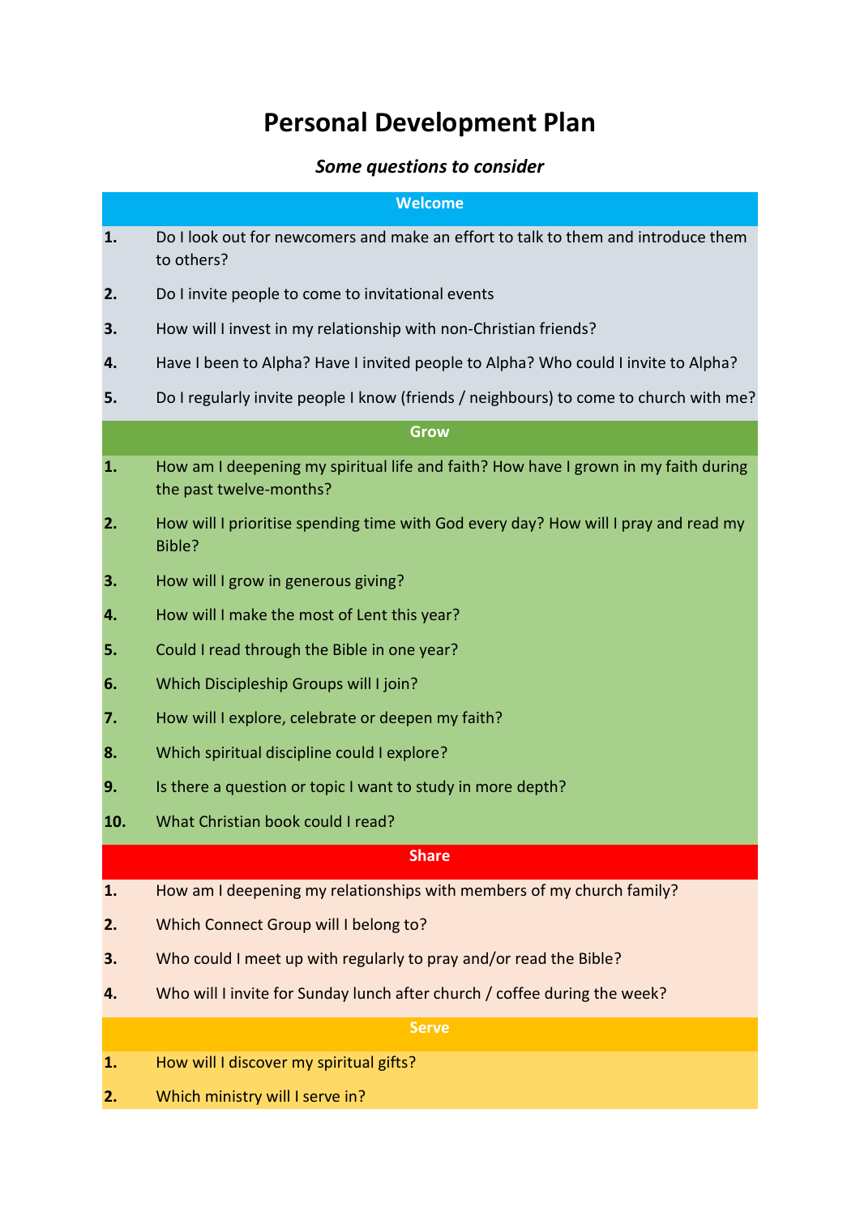# Personal Development Plan

***Some questions to consider***

## Welcome

| | |
|---|---|
| **1.** | Do I look out for newcomers and make an effort to talk to them and introduce them to others? |
| **2.** | Do I invite people to come to invitational events |
| **3.** | How will I invest in my relationship with non-Christian friends? |
| **4.** | Have I been to Alpha? Have I invited people to Alpha? Who could I invite to Alpha? |
| **5.** | Do I regularly invite people I know (friends / neighbours) to come to church with me? |

## Grow

| | |
|---|---|
| **1.** | How am I deepening my spiritual life and faith? How have I grown in my faith during the past twelve-months? |
| **2.** | How will I prioritise spending time with God every day? How will I pray and read my Bible? |
| **3.** | How will I grow in generous giving? |
| **4.** | How will I make the most of Lent this year? |
| **5.** | Could I read through the Bible in one year? |
| **6.** | Which Discipleship Groups will I join? |
| **7.** | How will I explore, celebrate or deepen my faith? |
| **8.** | Which spiritual discipline could I explore? |
| **9.** | Is there a question or topic I want to study in more depth? |
| **10.** | What Christian book could I read? |

## Share

| | |
|---|---|
| **1.** | How am I deepening my relationships with members of my church family? |
| **2.** | Which Connect Group will I belong to? |
| **3.** | Who could I meet up with regularly to pray and/or read the Bible? |
| **4.** | Who will I invite for Sunday lunch after church / coffee during the week? |

## Serve

| | |
|---|---|
| **1.** | How will I discover my spiritual gifts? |
| **2.** | Which ministry will I serve in? |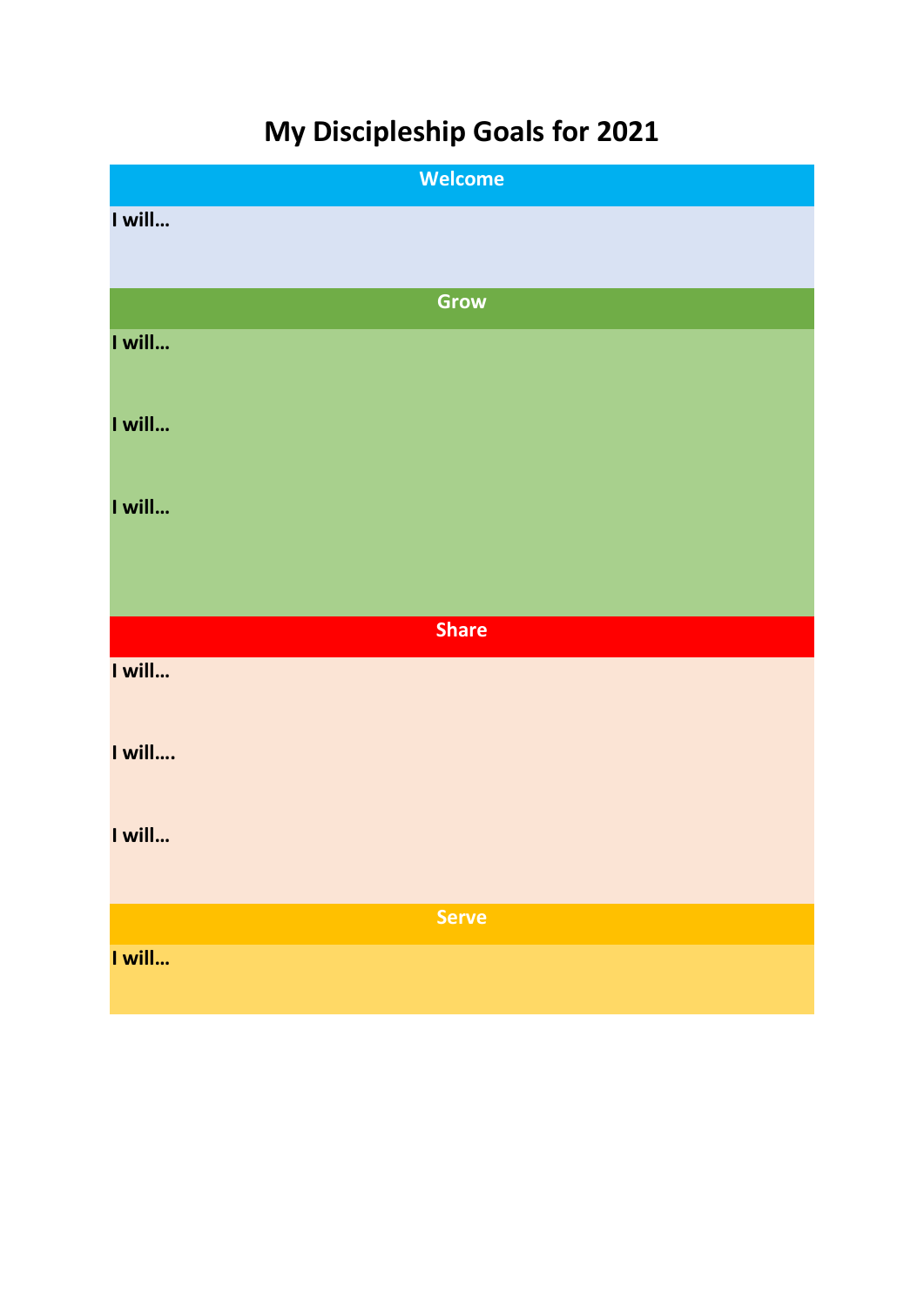# My Discipleship Goals for 2021

## Welcome

**I will…**

## Grow

**I will…**

**I will…**

**I will…**

## Share

**I will…**

**I will….**

**I will…**

## Serve

**I will…**